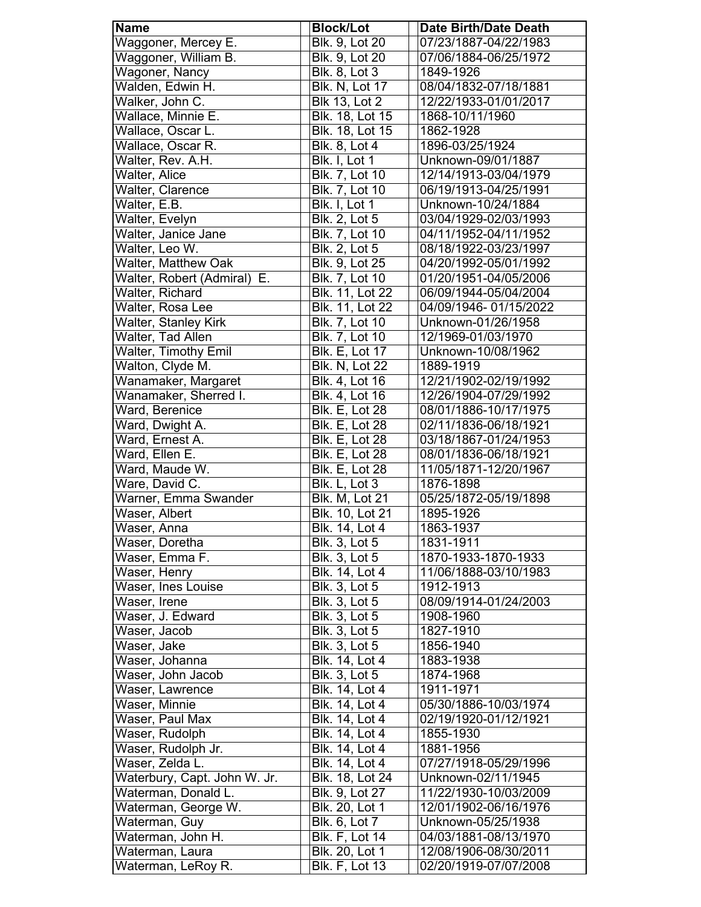| Name | Block/Lot | Date Birth/Date Death |
|---|---|---|
| Waggoner, Mercey E. | Blk. 9, Lot 20 | 07/23/1887-04/22/1983 |
| Waggoner, William B. | Blk. 9, Lot 20 | 07/06/1884-06/25/1972 |
| Wagoner, Nancy | Blk. 8, Lot 3 | 1849-1926 |
| Walden, Edwin H. | Blk. N, Lot 17 | 08/04/1832-07/18/1881 |
| Walker, John C. | Blk 13, Lot 2 | 12/22/1933-01/01/2017 |
| Wallace, Minnie E. | Blk. 18, Lot 15 | 1868-10/11/1960 |
| Wallace, Oscar L. | Blk. 18, Lot 15 | 1862-1928 |
| Wallace, Oscar R. | Blk. 8, Lot 4 | 1896-03/25/1924 |
| Walter, Rev. A.H. | Blk. I, Lot 1 | Unknown-09/01/1887 |
| Walter, Alice | Blk. 7, Lot 10 | 12/14/1913-03/04/1979 |
| Walter, Clarence | Blk. 7, Lot 10 | 06/19/1913-04/25/1991 |
| Walter, E.B. | Blk. I, Lot 1 | Unknown-10/24/1884 |
| Walter, Evelyn | Blk. 2, Lot 5 | 03/04/1929-02/03/1993 |
| Walter, Janice Jane | Blk. 7, Lot 10 | 04/11/1952-04/11/1952 |
| Walter, Leo W. | Blk. 2, Lot 5 | 08/18/1922-03/23/1997 |
| Walter, Matthew Oak | Blk. 9, Lot 25 | 04/20/1992-05/01/1992 |
| Walter, Robert (Admiral) E. | Blk. 7, Lot 10 | 01/20/1951-04/05/2006 |
| Walter, Richard | Blk. 11, Lot 22 | 06/09/1944-05/04/2004 |
| Walter, Rosa Lee | Blk. 11, Lot 22 | 04/09/1946- 01/15/2022 |
| Walter, Stanley Kirk | Blk. 7, Lot 10 | Unknown-01/26/1958 |
| Walter, Tad Allen | Blk. 7, Lot 10 | 12/1969-01/03/1970 |
| Walter, Timothy Emil | Blk. E, Lot 17 | Unknown-10/08/1962 |
| Walton, Clyde M. | Blk. N, Lot 22 | 1889-1919 |
| Wanamaker, Margaret | Blk. 4, Lot 16 | 12/21/1902-02/19/1992 |
| Wanamaker, Sherred I. | Blk. 4, Lot 16 | 12/26/1904-07/29/1992 |
| Ward, Berenice | Blk. E, Lot 28 | 08/01/1886-10/17/1975 |
| Ward, Dwight A. | Blk. E, Lot 28 | 02/11/1836-06/18/1921 |
| Ward, Ernest A. | Blk. E, Lot 28 | 03/18/1867-01/24/1953 |
| Ward, Ellen E. | Blk. E, Lot 28 | 08/01/1836-06/18/1921 |
| Ward, Maude W. | Blk. E, Lot 28 | 11/05/1871-12/20/1967 |
| Ware, David C. | Blk. L, Lot 3 | 1876-1898 |
| Warner, Emma Swander | Blk. M, Lot 21 | 05/25/1872-05/19/1898 |
| Waser, Albert | Blk. 10, Lot 21 | 1895-1926 |
| Waser, Anna | Blk. 14, Lot 4 | 1863-1937 |
| Waser, Doretha | Blk. 3, Lot 5 | 1831-1911 |
| Waser, Emma F. | Blk. 3, Lot 5 | 1870-1933-1870-1933 |
| Waser, Henry | Blk. 14, Lot 4 | 11/06/1888-03/10/1983 |
| Waser, Ines Louise | Blk. 3, Lot 5 | 1912-1913 |
| Waser, Irene | Blk. 3, Lot 5 | 08/09/1914-01/24/2003 |
| Waser, J. Edward | Blk. 3, Lot 5 | 1908-1960 |
| Waser, Jacob | Blk. 3, Lot 5 | 1827-1910 |
| Waser, Jake | Blk. 3, Lot 5 | 1856-1940 |
| Waser, Johanna | Blk. 14, Lot 4 | 1883-1938 |
| Waser, John Jacob | Blk. 3, Lot 5 | 1874-1968 |
| Waser, Lawrence | Blk. 14, Lot 4 | 1911-1971 |
| Waser, Minnie | Blk. 14, Lot 4 | 05/30/1886-10/03/1974 |
| Waser, Paul Max | Blk. 14, Lot 4 | 02/19/1920-01/12/1921 |
| Waser, Rudolph | Blk. 14, Lot 4 | 1855-1930 |
| Waser, Rudolph Jr. | Blk. 14, Lot 4 | 1881-1956 |
| Waser, Zelda L. | Blk. 14, Lot 4 | 07/27/1918-05/29/1996 |
| Waterbury, Capt. John W. Jr. | Blk. 18, Lot 24 | Unknown-02/11/1945 |
| Waterman, Donald L. | Blk. 9, Lot 27 | 11/22/1930-10/03/2009 |
| Waterman, George W. | Blk. 20, Lot 1 | 12/01/1902-06/16/1976 |
| Waterman, Guy | Blk. 6, Lot 7 | Unknown-05/25/1938 |
| Waterman, John H. | Blk. F, Lot 14 | 04/03/1881-08/13/1970 |
| Waterman, Laura | Blk. 20, Lot 1 | 12/08/1906-08/30/2011 |
| Waterman, LeRoy R. | Blk. F, Lot 13 | 02/20/1919-07/07/2008 |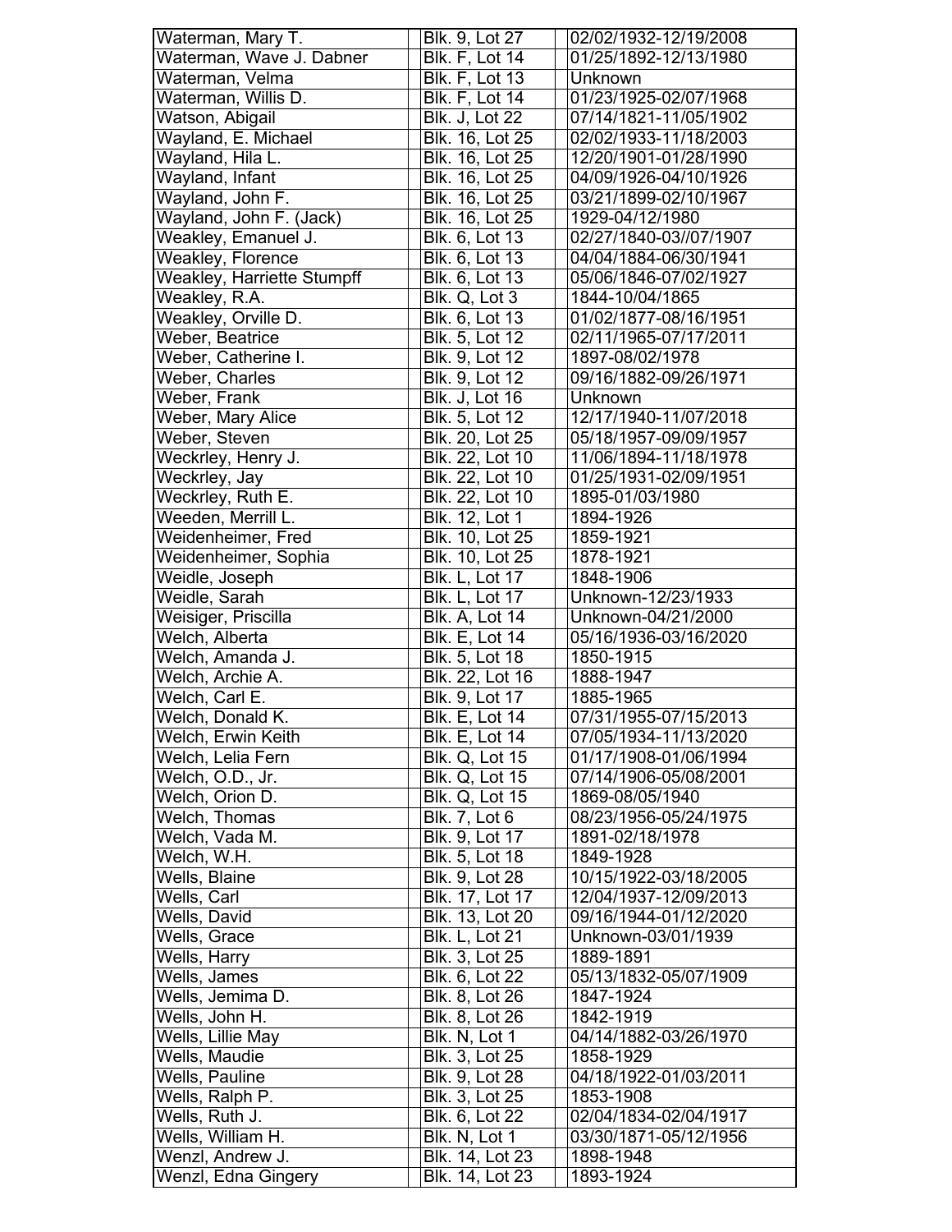| Waterman, Mary T. | Blk. 9, Lot 27 | 02/02/1932-12/19/2008 |
|---|---|---|
| Waterman, Wave J. Dabner | Blk. F, Lot 14 | 01/25/1892-12/13/1980 |
| Waterman, Velma | Blk. F, Lot 13 | Unknown |
| Waterman, Willis D. | Blk. F, Lot 14 | 01/23/1925-02/07/1968 |
| Watson, Abigail | Blk. J, Lot 22 | 07/14/1821-11/05/1902 |
| Wayland, E. Michael | Blk. 16, Lot 25 | 02/02/1933-11/18/2003 |
| Wayland, Hila L. | Blk. 16, Lot 25 | 12/20/1901-01/28/1990 |
| Wayland, Infant | Blk. 16, Lot 25 | 04/09/1926-04/10/1926 |
| Wayland, John F. | Blk. 16, Lot 25 | 03/21/1899-02/10/1967 |
| Wayland, John F. (Jack) | Blk. 16, Lot 25 | 1929-04/12/1980 |
| Weakley, Emanuel J. | Blk. 6, Lot 13 | 02/27/1840-03//07/1907 |
| Weakley, Florence | Blk. 6, Lot 13 | 04/04/1884-06/30/1941 |
| Weakley, Harriette Stumpff | Blk. 6, Lot 13 | 05/06/1846-07/02/1927 |
| Weakley, R.A. | Blk. Q, Lot 3 | 1844-10/04/1865 |
| Weakley, Orville D. | Blk. 6, Lot 13 | 01/02/1877-08/16/1951 |
| Weber, Beatrice | Blk. 5, Lot 12 | 02/11/1965-07/17/2011 |
| Weber, Catherine I. | Blk. 9, Lot 12 | 1897-08/02/1978 |
| Weber, Charles | Blk. 9, Lot 12 | 09/16/1882-09/26/1971 |
| Weber, Frank | Blk. J, Lot 16 | Unknown |
| Weber, Mary Alice | Blk. 5, Lot 12 | 12/17/1940-11/07/2018 |
| Weber, Steven | Blk. 20, Lot 25 | 05/18/1957-09/09/1957 |
| Weckrley, Henry J. | Blk. 22, Lot 10 | 11/06/1894-11/18/1978 |
| Weckrley, Jay | Blk. 22, Lot 10 | 01/25/1931-02/09/1951 |
| Weckrley, Ruth E. | Blk. 22, Lot 10 | 1895-01/03/1980 |
| Weeden, Merrill L. | Blk. 12, Lot 1 | 1894-1926 |
| Weidenheimer, Fred | Blk. 10, Lot 25 | 1859-1921 |
| Weidenheimer, Sophia | Blk. 10, Lot 25 | 1878-1921 |
| Weidle, Joseph | Blk. L, Lot 17 | 1848-1906 |
| Weidle, Sarah | Blk. L, Lot 17 | Unknown-12/23/1933 |
| Weisiger, Priscilla | Blk. A, Lot 14 | Unknown-04/21/2000 |
| Welch, Alberta | Blk. E, Lot 14 | 05/16/1936-03/16/2020 |
| Welch, Amanda J. | Blk. 5, Lot 18 | 1850-1915 |
| Welch, Archie A. | Blk. 22, Lot 16 | 1888-1947 |
| Welch, Carl E. | Blk. 9, Lot 17 | 1885-1965 |
| Welch, Donald K. | Blk. E, Lot 14 | 07/31/1955-07/15/2013 |
| Welch, Erwin Keith | Blk. E, Lot 14 | 07/05/1934-11/13/2020 |
| Welch, Lelia Fern | Blk. Q, Lot 15 | 01/17/1908-01/06/1994 |
| Welch, O.D., Jr. | Blk. Q, Lot 15 | 07/14/1906-05/08/2001 |
| Welch, Orion D. | Blk. Q, Lot 15 | 1869-08/05/1940 |
| Welch, Thomas | Blk. 7, Lot 6 | 08/23/1956-05/24/1975 |
| Welch, Vada M. | Blk. 9, Lot 17 | 1891-02/18/1978 |
| Welch, W.H. | Blk. 5, Lot 18 | 1849-1928 |
| Wells, Blaine | Blk. 9, Lot 28 | 10/15/1922-03/18/2005 |
| Wells, Carl | Blk. 17, Lot 17 | 12/04/1937-12/09/2013 |
| Wells, David | Blk. 13, Lot 20 | 09/16/1944-01/12/2020 |
| Wells, Grace | Blk. L, Lot 21 | Unknown-03/01/1939 |
| Wells, Harry | Blk. 3, Lot 25 | 1889-1891 |
| Wells, James | Blk. 6, Lot 22 | 05/13/1832-05/07/1909 |
| Wells, Jemima D. | Blk. 8, Lot 26 | 1847-1924 |
| Wells, John H. | Blk. 8, Lot 26 | 1842-1919 |
| Wells, Lillie May | Blk. N, Lot 1 | 04/14/1882-03/26/1970 |
| Wells, Maudie | Blk. 3, Lot 25 | 1858-1929 |
| Wells, Pauline | Blk. 9, Lot 28 | 04/18/1922-01/03/2011 |
| Wells, Ralph P. | Blk. 3, Lot 25 | 1853-1908 |
| Wells, Ruth J. | Blk. 6, Lot 22 | 02/04/1834-02/04/1917 |
| Wells, William H. | Blk. N, Lot 1 | 03/30/1871-05/12/1956 |
| Wenzl, Andrew J. | Blk. 14, Lot 23 | 1898-1948 |
| Wenzl, Edna Gingery | Blk. 14, Lot 23 | 1893-1924 |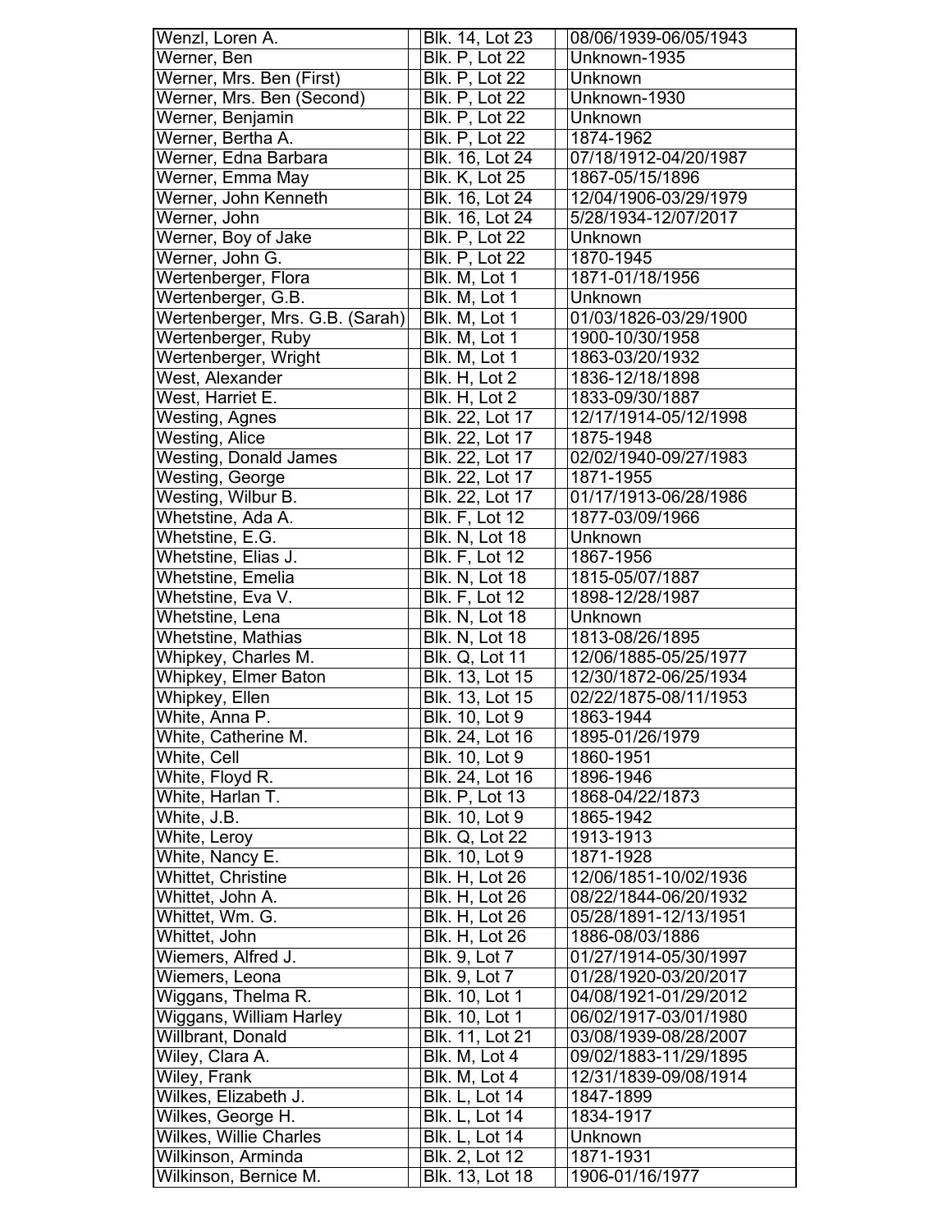| | | | | |
|---|---|---|---|---|
| Wenzl, Loren A. | | Blk. 14, Lot 23 | | 08/06/1939-06/05/1943 |
| Werner, Ben | | Blk. P, Lot 22 | | Unknown-1935 |
| Werner, Mrs. Ben (First) | | Blk. P, Lot 22 | | Unknown |
| Werner, Mrs. Ben (Second) | | Blk. P, Lot 22 | | Unknown-1930 |
| Werner, Benjamin | | Blk. P, Lot 22 | | Unknown |
| Werner, Bertha A. | | Blk. P, Lot 22 | | 1874-1962 |
| Werner, Edna Barbara | | Blk. 16, Lot 24 | | 07/18/1912-04/20/1987 |
| Werner, Emma May | | Blk. K, Lot 25 | | 1867-05/15/1896 |
| Werner, John Kenneth | | Blk. 16, Lot 24 | | 12/04/1906-03/29/1979 |
| Werner, John | | Blk. 16, Lot 24 | | 5/28/1934-12/07/2017 |
| Werner, Boy of Jake | | Blk. P, Lot 22 | | Unknown |
| Werner, John G. | | Blk. P, Lot 22 | | 1870-1945 |
| Wertenberger, Flora | | Blk. M, Lot 1 | | 1871-01/18/1956 |
| Wertenberger, G.B. | | Blk. M, Lot 1 | | Unknown |
| Wertenberger, Mrs. G.B. (Sarah) | | Blk. M, Lot 1 | | 01/03/1826-03/29/1900 |
| Wertenberger, Ruby | | Blk. M, Lot 1 | | 1900-10/30/1958 |
| Wertenberger, Wright | | Blk. M, Lot 1 | | 1863-03/20/1932 |
| West, Alexander | | Blk. H, Lot 2 | | 1836-12/18/1898 |
| West, Harriet E. | | Blk. H, Lot 2 | | 1833-09/30/1887 |
| Westing, Agnes | | Blk. 22, Lot 17 | | 12/17/1914-05/12/1998 |
| Westing, Alice | | Blk. 22, Lot 17 | | 1875-1948 |
| Westing, Donald James | | Blk. 22, Lot 17 | | 02/02/1940-09/27/1983 |
| Westing, George | | Blk. 22, Lot 17 | | 1871-1955 |
| Westing, Wilbur B. | | Blk. 22, Lot 17 | | 01/17/1913-06/28/1986 |
| Whetstine, Ada A. | | Blk. F, Lot 12 | | 1877-03/09/1966 |
| Whetstine, E.G. | | Blk. N, Lot 18 | | Unknown |
| Whetstine, Elias J. | | Blk. F, Lot 12 | | 1867-1956 |
| Whetstine, Emelia | | Blk. N, Lot 18 | | 1815-05/07/1887 |
| Whetstine, Eva V. | | Blk. F, Lot 12 | | 1898-12/28/1987 |
| Whetstine, Lena | | Blk. N, Lot 18 | | Unknown |
| Whetstine, Mathias | | Blk. N, Lot 18 | | 1813-08/26/1895 |
| Whipkey, Charles M. | | Blk. Q, Lot 11 | | 12/06/1885-05/25/1977 |
| Whipkey, Elmer Baton | | Blk. 13, Lot 15 | | 12/30/1872-06/25/1934 |
| Whipkey, Ellen | | Blk. 13, Lot 15 | | 02/22/1875-08/11/1953 |
| White, Anna P. | | Blk. 10, Lot 9 | | 1863-1944 |
| White, Catherine M. | | Blk. 24, Lot 16 | | 1895-01/26/1979 |
| White, Cell | | Blk. 10, Lot 9 | | 1860-1951 |
| White, Floyd R. | | Blk. 24, Lot 16 | | 1896-1946 |
| White, Harlan T. | | Blk. P, Lot 13 | | 1868-04/22/1873 |
| White, J.B. | | Blk. 10, Lot 9 | | 1865-1942 |
| White, Leroy | | Blk. Q, Lot 22 | | 1913-1913 |
| White, Nancy E. | | Blk. 10, Lot 9 | | 1871-1928 |
| Whittet, Christine | | Blk. H, Lot 26 | | 12/06/1851-10/02/1936 |
| Whittet, John A. | | Blk. H, Lot 26 | | 08/22/1844-06/20/1932 |
| Whittet, Wm. G. | | Blk. H, Lot 26 | | 05/28/1891-12/13/1951 |
| Whittet, John | | Blk. H, Lot 26 | | 1886-08/03/1886 |
| Wiemers, Alfred J. | | Blk. 9, Lot 7 | | 01/27/1914-05/30/1997 |
| Wiemers, Leona | | Blk. 9, Lot 7 | | 01/28/1920-03/20/2017 |
| Wiggans, Thelma R. | | Blk. 10, Lot 1 | | 04/08/1921-01/29/2012 |
| Wiggans, William Harley | | Blk. 10, Lot 1 | | 06/02/1917-03/01/1980 |
| Willbrant, Donald | | Blk. 11, Lot 21 | | 03/08/1939-08/28/2007 |
| Wiley, Clara A. | | Blk. M, Lot 4 | | 09/02/1883-11/29/1895 |
| Wiley, Frank | | Blk. M, Lot 4 | | 12/31/1839-09/08/1914 |
| Wilkes, Elizabeth J. | | Blk. L, Lot 14 | | 1847-1899 |
| Wilkes, George H. | | Blk. L, Lot 14 | | 1834-1917 |
| Wilkes, Willie Charles | | Blk. L, Lot 14 | | Unknown |
| Wilkinson, Arminda | | Blk. 2, Lot 12 | | 1871-1931 |
| Wilkinson, Bernice M. | | Blk. 13, Lot 18 | | 1906-01/16/1977 |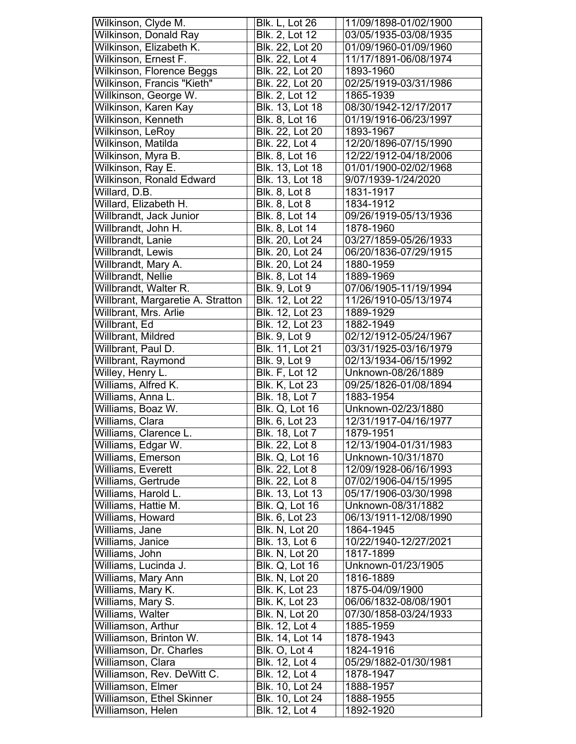| | | |
|---|---|---|
| Wilkinson, Clyde M. | Blk. L, Lot 26 | 11/09/1898-01/02/1900 |
| Wilkinson, Donald Ray | Blk. 2, Lot 12 | 03/05/1935-03/08/1935 |
| Wilkinson, Elizabeth K. | Blk. 22, Lot 20 | 01/09/1960-01/09/1960 |
| Wilkinson, Ernest F. | Blk. 22, Lot 4 | 11/17/1891-06/08/1974 |
| Wilkinson, Florence Beggs | Blk. 22, Lot 20 | 1893-1960 |
| Wilkinson, Francis "Kieth" | Blk. 22, Lot 20 | 02/25/1919-03/31/1986 |
| Willkinson, George W. | Blk. 2, Lot 12 | 1865-1939 |
| Wilkinson, Karen Kay | Blk. 13, Lot 18 | 08/30/1942-12/17/2017 |
| Wilkinson, Kenneth | Blk. 8, Lot 16 | 01/19/1916-06/23/1997 |
| Wilkinson, LeRoy | Blk. 22, Lot 20 | 1893-1967 |
| Wilkinson, Matilda | Blk. 22, Lot 4 | 12/20/1896-07/15/1990 |
| Wilkinson, Myra B. | Blk. 8, Lot 16 | 12/22/1912-04/18/2006 |
| Wilkinson, Ray E. | Blk. 13, Lot 18 | 01/01/1900-02/02/1968 |
| Wilkinson, Ronald Edward | Blk. 13, Lot 18 | 9/07/1939-1/24/2020 |
| Willard, D.B. | Blk. 8, Lot 8 | 1831-1917 |
| Willard, Elizabeth H. | Blk. 8, Lot 8 | 1834-1912 |
| Willbrandt, Jack Junior | Blk. 8, Lot 14 | 09/26/1919-05/13/1936 |
| Willbrandt, John H. | Blk. 8, Lot 14 | 1878-1960 |
| Willbrandt, Lanie | Blk. 20, Lot 24 | 03/27/1859-05/26/1933 |
| Willbrandt, Lewis | Blk. 20, Lot 24 | 06/20/1836-07/29/1915 |
| Willbrandt, Mary A. | Blk. 20, Lot 24 | 1880-1959 |
| Willbrandt, Nellie | Blk. 8, Lot 14 | 1889-1969 |
| Willbrandt, Walter R. | Blk. 9, Lot 9 | 07/06/1905-11/19/1994 |
| Willbrant, Margaretie A. Stratton | Blk. 12, Lot 22 | 11/26/1910-05/13/1974 |
| Willbrant, Mrs. Arlie | Blk. 12, Lot 23 | 1889-1929 |
| Willbrant, Ed | Blk. 12, Lot 23 | 1882-1949 |
| Willbrant, Mildred | Blk. 9, Lot 9 | 02/12/1912-05/24/1967 |
| Willbrant, Paul D. | Blk. 11, Lot 21 | 03/31/1925-03/16/1979 |
| Willbrant, Raymond | Blk. 9, Lot 9 | 02/13/1934-06/15/1992 |
| Willey, Henry L. | Blk. F, Lot 12 | Unknown-08/26/1889 |
| Williams, Alfred K. | Blk. K, Lot 23 | 09/25/1826-01/08/1894 |
| Williams, Anna L. | Blk. 18, Lot 7 | 1883-1954 |
| Williams, Boaz W. | Blk. Q, Lot 16 | Unknown-02/23/1880 |
| Williams, Clara | Blk. 6, Lot 23 | 12/31/1917-04/16/1977 |
| Williams, Clarence L. | Blk. 18, Lot 7 | 1879-1951 |
| Williams, Edgar W. | Blk. 22, Lot 8 | 12/13/1904-01/31/1983 |
| Williams, Emerson | Blk. Q, Lot 16 | Unknown-10/31/1870 |
| Williams, Everett | Blk. 22, Lot 8 | 12/09/1928-06/16/1993 |
| Williams, Gertrude | Blk. 22, Lot 8 | 07/02/1906-04/15/1995 |
| Williams, Harold L. | Blk. 13, Lot 13 | 05/17/1906-03/30/1998 |
| Williams, Hattie M. | Blk. Q, Lot 16 | Unknown-08/31/1882 |
| Williams, Howard | Blk. 6, Lot 23 | 06/13/1911-12/08/1990 |
| Williams, Jane | Blk. N, Lot 20 | 1864-1945 |
| Williams, Janice | Blk. 13, Lot 6 | 10/22/1940-12/27/2021 |
| Williams, John | Blk. N, Lot 20 | 1817-1899 |
| Williams, Lucinda J. | Blk. Q, Lot 16 | Unknown-01/23/1905 |
| Williams, Mary Ann | Blk. N, Lot 20 | 1816-1889 |
| Williams, Mary K. | Blk. K, Lot 23 | 1875-04/09/1900 |
| Williams, Mary S. | Blk. K, Lot 23 | 06/06/1832-08/08/1901 |
| Williams, Walter | Blk. N, Lot 20 | 07/30/1858-03/24/1933 |
| Williamson, Arthur | Blk. 12, Lot 4 | 1885-1959 |
| Williamson, Brinton W. | Blk. 14, Lot 14 | 1878-1943 |
| Williamson, Dr. Charles | Blk. O, Lot 4 | 1824-1916 |
| Williamson, Clara | Blk. 12, Lot 4 | 05/29/1882-01/30/1981 |
| Williamson, Rev. DeWitt C. | Blk. 12, Lot 4 | 1878-1947 |
| Williamson, Elmer | Blk. 10, Lot 24 | 1888-1957 |
| Williamson, Ethel Skinner | Blk. 10, Lot 24 | 1888-1955 |
| Williamson, Helen | Blk. 12, Lot 4 | 1892-1920 |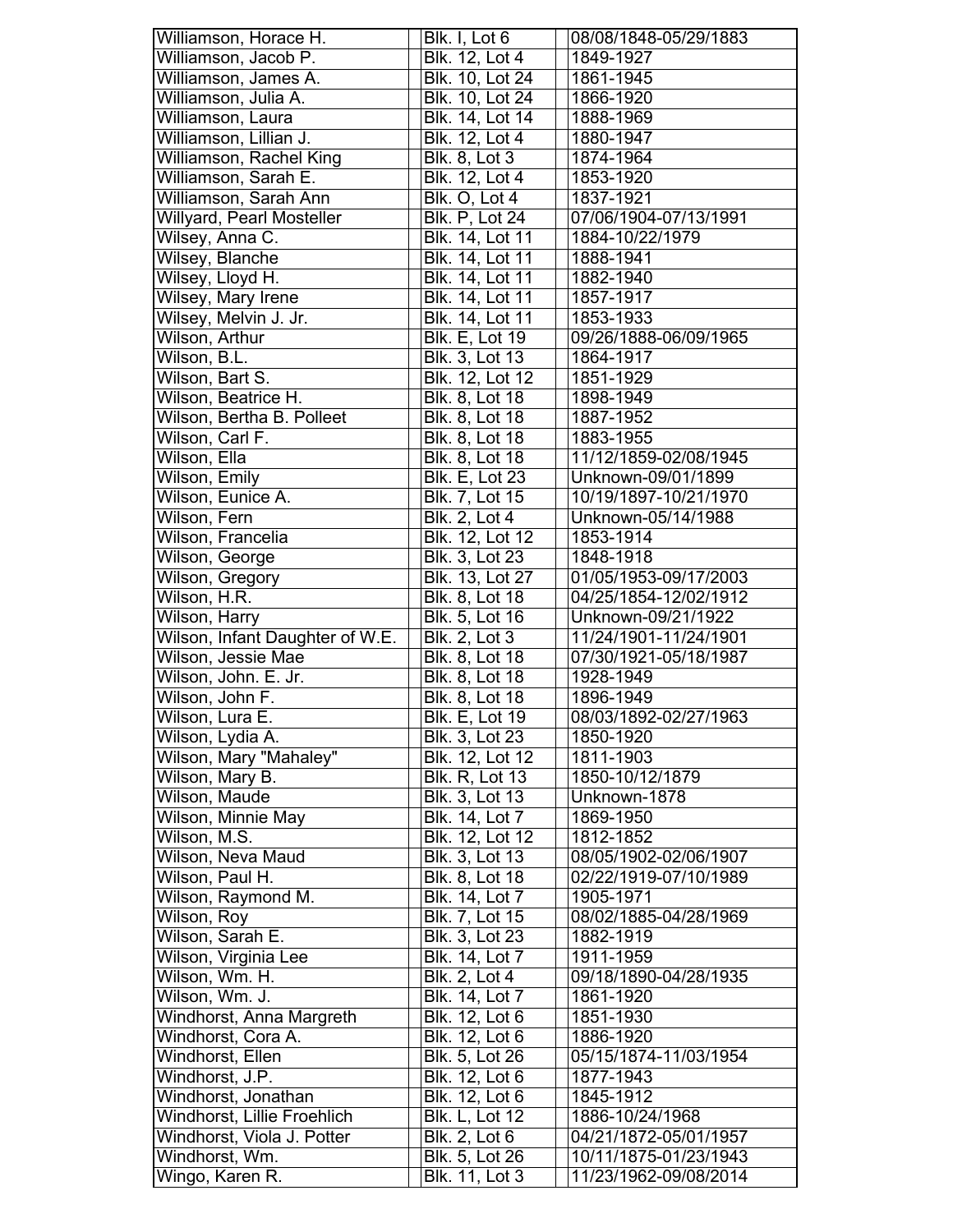| | | |
|---|---|---|
| Williamson, Horace H. | Blk. I, Lot 6 | 08/08/1848-05/29/1883 |
| Williamson, Jacob P. | Blk. 12, Lot 4 | 1849-1927 |
| Williamson, James A. | Blk. 10, Lot 24 | 1861-1945 |
| Williamson, Julia A. | Blk. 10, Lot 24 | 1866-1920 |
| Williamson, Laura | Blk. 14, Lot 14 | 1888-1969 |
| Williamson, Lillian J. | Blk. 12, Lot 4 | 1880-1947 |
| Williamson, Rachel King | Blk. 8, Lot 3 | 1874-1964 |
| Williamson, Sarah E. | Blk. 12, Lot 4 | 1853-1920 |
| Williamson, Sarah Ann | Blk. O, Lot 4 | 1837-1921 |
| Willyard, Pearl Mosteller | Blk. P, Lot 24 | 07/06/1904-07/13/1991 |
| Wilsey, Anna C. | Blk. 14, Lot 11 | 1884-10/22/1979 |
| Wilsey, Blanche | Blk. 14, Lot 11 | 1888-1941 |
| Wilsey, Lloyd H. | Blk. 14, Lot 11 | 1882-1940 |
| Wilsey, Mary Irene | Blk. 14, Lot 11 | 1857-1917 |
| Wilsey, Melvin J. Jr. | Blk. 14, Lot 11 | 1853-1933 |
| Wilson, Arthur | Blk. E, Lot 19 | 09/26/1888-06/09/1965 |
| Wilson, B.L. | Blk. 3, Lot 13 | 1864-1917 |
| Wilson, Bart S. | Blk. 12, Lot 12 | 1851-1929 |
| Wilson, Beatrice H. | Blk. 8, Lot 18 | 1898-1949 |
| Wilson, Bertha B. Polleet | Blk. 8, Lot 18 | 1887-1952 |
| Wilson, Carl F. | Blk. 8, Lot 18 | 1883-1955 |
| Wilson, Ella | Blk. 8, Lot 18 | 11/12/1859-02/08/1945 |
| Wilson, Emily | Blk. E, Lot 23 | Unknown-09/01/1899 |
| Wilson, Eunice A. | Blk. 7, Lot 15 | 10/19/1897-10/21/1970 |
| Wilson, Fern | Blk. 2, Lot 4 | Unknown-05/14/1988 |
| Wilson, Francelia | Blk. 12, Lot 12 | 1853-1914 |
| Wilson, George | Blk. 3, Lot 23 | 1848-1918 |
| Wilson, Gregory | Blk. 13, Lot 27 | 01/05/1953-09/17/2003 |
| Wilson, H.R. | Blk. 8, Lot 18 | 04/25/1854-12/02/1912 |
| Wilson, Harry | Blk. 5, Lot 16 | Unknown-09/21/1922 |
| Wilson, Infant Daughter of W.E. | Blk. 2, Lot 3 | 11/24/1901-11/24/1901 |
| Wilson, Jessie Mae | Blk. 8, Lot 18 | 07/30/1921-05/18/1987 |
| Wilson, John. E. Jr. | Blk. 8, Lot 18 | 1928-1949 |
| Wilson, John F. | Blk. 8, Lot 18 | 1896-1949 |
| Wilson, Lura E. | Blk. E, Lot 19 | 08/03/1892-02/27/1963 |
| Wilson, Lydia A. | Blk. 3, Lot 23 | 1850-1920 |
| Wilson, Mary "Mahaley" | Blk. 12, Lot 12 | 1811-1903 |
| Wilson, Mary B. | Blk. R, Lot 13 | 1850-10/12/1879 |
| Wilson, Maude | Blk. 3, Lot 13 | Unknown-1878 |
| Wilson, Minnie May | Blk. 14, Lot 7 | 1869-1950 |
| Wilson, M.S. | Blk. 12, Lot 12 | 1812-1852 |
| Wilson, Neva Maud | Blk. 3, Lot 13 | 08/05/1902-02/06/1907 |
| Wilson, Paul H. | Blk. 8, Lot 18 | 02/22/1919-07/10/1989 |
| Wilson, Raymond M. | Blk. 14, Lot 7 | 1905-1971 |
| Wilson, Roy | Blk. 7, Lot 15 | 08/02/1885-04/28/1969 |
| Wilson, Sarah E. | Blk. 3, Lot 23 | 1882-1919 |
| Wilson, Virginia Lee | Blk. 14, Lot 7 | 1911-1959 |
| Wilson, Wm. H. | Blk. 2, Lot 4 | 09/18/1890-04/28/1935 |
| Wilson, Wm. J. | Blk. 14, Lot 7 | 1861-1920 |
| Windhorst, Anna Margreth | Blk. 12, Lot 6 | 1851-1930 |
| Windhorst, Cora A. | Blk. 12, Lot 6 | 1886-1920 |
| Windhorst, Ellen | Blk. 5, Lot 26 | 05/15/1874-11/03/1954 |
| Windhorst, J.P. | Blk. 12, Lot 6 | 1877-1943 |
| Windhorst, Jonathan | Blk. 12, Lot 6 | 1845-1912 |
| Windhorst, Lillie Froehlich | Blk. L, Lot 12 | 1886-10/24/1968 |
| Windhorst, Viola J. Potter | Blk. 2, Lot 6 | 04/21/1872-05/01/1957 |
| Windhorst, Wm. | Blk. 5, Lot 26 | 10/11/1875-01/23/1943 |
| Wingo, Karen R. | Blk. 11, Lot 3 | 11/23/1962-09/08/2014 |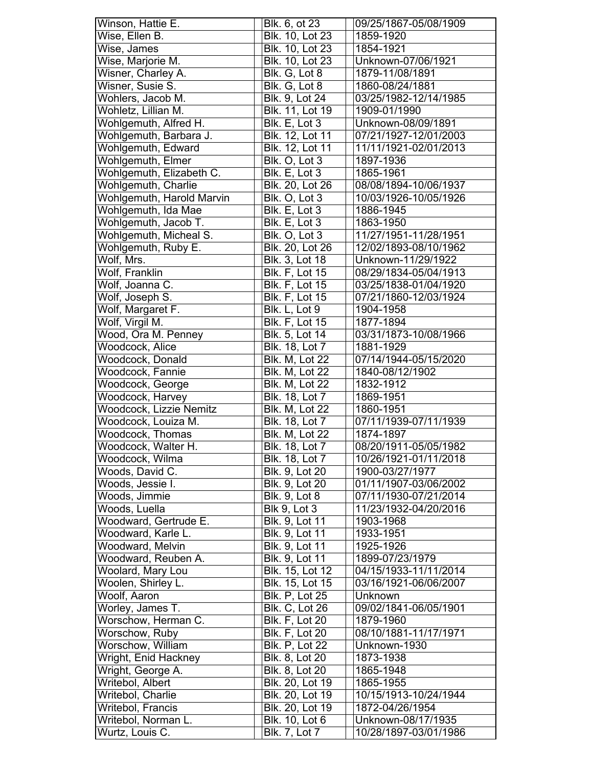| | | |
|---|---|---|
| Winson, Hattie E. | Blk. 6, ot 23 | 09/25/1867-05/08/1909 |
| Wise, Ellen B. | Blk. 10, Lot 23 | 1859-1920 |
| Wise, James | Blk. 10, Lot 23 | 1854-1921 |
| Wise, Marjorie M. | Blk. 10, Lot 23 | Unknown-07/06/1921 |
| Wisner, Charley A. | Blk. G, Lot 8 | 1879-11/08/1891 |
| Wisner, Susie S. | Blk. G, Lot 8 | 1860-08/24/1881 |
| Wohlers, Jacob M. | Blk. 9, Lot 24 | 03/25/1982-12/14/1985 |
| Wohletz, Lillian M. | Blk. 11, Lot 19 | 1909-01/1990 |
| Wohlgemuth, Alfred H. | Blk. E, Lot 3 | Unknown-08/09/1891 |
| Wohlgemuth, Barbara J. | Blk. 12, Lot 11 | 07/21/1927-12/01/2003 |
| Wohlgemuth, Edward | Blk. 12, Lot 11 | 11/11/1921-02/01/2013 |
| Wohlgemuth, Elmer | Blk. O, Lot 3 | 1897-1936 |
| Wohlgemuth, Elizabeth C. | Blk. E, Lot 3 | 1865-1961 |
| Wohlgemuth, Charlie | Blk. 20, Lot 26 | 08/08/1894-10/06/1937 |
| Wohlgemuth, Harold Marvin | Blk. O, Lot 3 | 10/03/1926-10/05/1926 |
| Wohlgemuth, Ida Mae | Blk. E, Lot 3 | 1886-1945 |
| Wohlgemuth, Jacob T. | Blk. E, Lot 3 | 1863-1950 |
| Wohlgemuth, Micheal S. | Blk. O, Lot 3 | 11/27/1951-11/28/1951 |
| Wohlgemuth, Ruby E. | Blk. 20, Lot 26 | 12/02/1893-08/10/1962 |
| Wolf, Mrs. | Blk. 3, Lot 18 | Unknown-11/29/1922 |
| Wolf, Franklin | Blk. F, Lot 15 | 08/29/1834-05/04/1913 |
| Wolf, Joanna C. | Blk. F, Lot 15 | 03/25/1838-01/04/1920 |
| Wolf, Joseph S. | Blk. F, Lot 15 | 07/21/1860-12/03/1924 |
| Wolf, Margaret F. | Blk. L, Lot 9 | 1904-1958 |
| Wolf, Virgil M. | Blk. F, Lot 15 | 1877-1894 |
| Wood, Ora M. Penney | Blk. 5, Lot 14 | 03/31/1873-10/08/1966 |
| Woodcock, Alice | Blk. 18, Lot 7 | 1881-1929 |
| Woodcock, Donald | Blk. M, Lot 22 | 07/14/1944-05/15/2020 |
| Woodcock, Fannie | Blk. M, Lot 22 | 1840-08/12/1902 |
| Woodcock, George | Blk. M, Lot 22 | 1832-1912 |
| Woodcock, Harvey | Blk. 18, Lot 7 | 1869-1951 |
| Woodcock, Lizzie Nemitz | Blk. M, Lot 22 | 1860-1951 |
| Woodcock, Louiza M. | Blk. 18, Lot 7 | 07/11/1939-07/11/1939 |
| Woodcock, Thomas | Blk. M, Lot 22 | 1874-1897 |
| Woodcock, Walter H. | Blk. 18, Lot 7 | 08/20/1911-05/05/1982 |
| Woodcock, Wilma | Blk. 18, Lot 7 | 10/26/1921-01/11/2018 |
| Woods, David C. | Blk. 9, Lot 20 | 1900-03/27/1977 |
| Woods, Jessie I. | Blk. 9, Lot 20 | 01/11/1907-03/06/2002 |
| Woods, Jimmie | Blk. 9, Lot 8 | 07/11/1930-07/21/2014 |
| Woods, Luella | Blk 9, Lot 3 | 11/23/1932-04/20/2016 |
| Woodward, Gertrude E. | Blk. 9, Lot 11 | 1903-1968 |
| Woodward, Karle L. | Blk. 9, Lot 11 | 1933-1951 |
| Woodward, Melvin | Blk. 9, Lot 11 | 1925-1926 |
| Woodward, Reuben A. | Blk. 9, Lot 11 | 1899-07/23/1979 |
| Woolard, Mary Lou | Blk. 15, Lot 12 | 04/15/1933-11/11/2014 |
| Woolen, Shirley L. | Blk. 15, Lot 15 | 03/16/1921-06/06/2007 |
| Woolf, Aaron | Blk. P, Lot 25 | Unknown |
| Worley, James T. | Blk. C, Lot 26 | 09/02/1841-06/05/1901 |
| Worschow, Herman C. | Blk. F, Lot 20 | 1879-1960 |
| Worschow, Ruby | Blk. F, Lot 20 | 08/10/1881-11/17/1971 |
| Worschow, William | Blk. P, Lot 22 | Unknown-1930 |
| Wright, Enid Hackney | Blk. 8, Lot 20 | 1873-1938 |
| Wright, George A. | Blk. 8, Lot 20 | 1865-1948 |
| Writebol, Albert | Blk. 20, Lot 19 | 1865-1955 |
| Writebol, Charlie | Blk. 20, Lot 19 | 10/15/1913-10/24/1944 |
| Writebol, Francis | Blk. 20, Lot 19 | 1872-04/26/1954 |
| Writebol, Norman L. | Blk. 10, Lot 6 | Unknown-08/17/1935 |
| Wurtz, Louis C. | Blk. 7, Lot 7 | 10/28/1897-03/01/1986 |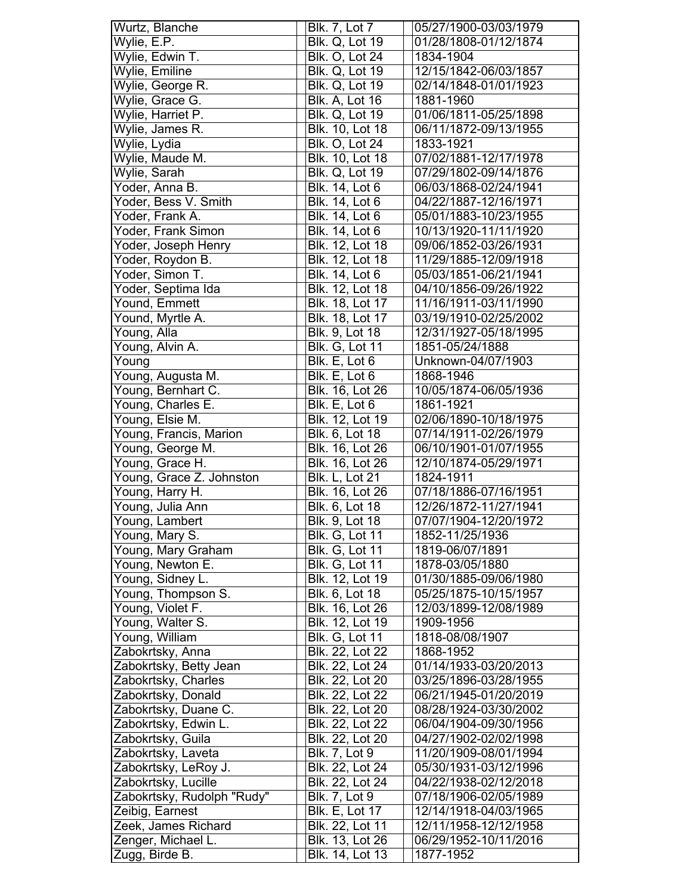| | | |
|---|---|---|
| Wurtz, Blanche | Blk. 7, Lot 7 | 05/27/1900-03/03/1979 |
| Wylie, E.P. | Blk. Q, Lot 19 | 01/28/1808-01/12/1874 |
| Wylie, Edwin T. | Blk. O, Lot 24 | 1834-1904 |
| Wylie, Emiline | Blk. Q, Lot 19 | 12/15/1842-06/03/1857 |
| Wylie, George R. | Blk. Q, Lot 19 | 02/14/1848-01/01/1923 |
| Wylie, Grace G. | Blk. A, Lot 16 | 1881-1960 |
| Wylie, Harriet P. | Blk. Q, Lot 19 | 01/06/1811-05/25/1898 |
| Wylie, James R. | Blk. 10, Lot 18 | 06/11/1872-09/13/1955 |
| Wylie, Lydia | Blk. O, Lot 24 | 1833-1921 |
| Wylie, Maude M. | Blk. 10, Lot 18 | 07/02/1881-12/17/1978 |
| Wylie, Sarah | Blk. Q, Lot 19 | 07/29/1802-09/14/1876 |
| Yoder, Anna B. | Blk. 14, Lot 6 | 06/03/1868-02/24/1941 |
| Yoder, Bess V. Smith | Blk. 14, Lot 6 | 04/22/1887-12/16/1971 |
| Yoder, Frank A. | Blk. 14, Lot 6 | 05/01/1883-10/23/1955 |
| Yoder, Frank Simon | Blk. 14, Lot 6 | 10/13/1920-11/11/1920 |
| Yoder, Joseph Henry | Blk. 12, Lot 18 | 09/06/1852-03/26/1931 |
| Yoder, Roydon B. | Blk. 12, Lot 18 | 11/29/1885-12/09/1918 |
| Yoder, Simon T. | Blk. 14, Lot 6 | 05/03/1851-06/21/1941 |
| Yoder, Septima Ida | Blk. 12, Lot 18 | 04/10/1856-09/26/1922 |
| Yound, Emmett | Blk. 18, Lot 17 | 11/16/1911-03/11/1990 |
| Yound, Myrtle A. | Blk. 18, Lot 17 | 03/19/1910-02/25/2002 |
| Young, Alla | Blk. 9, Lot 18 | 12/31/1927-05/18/1995 |
| Young, Alvin A. | Blk. G, Lot 11 | 1851-05/24/1888 |
| Young | Blk. E, Lot 6 | Unknown-04/07/1903 |
| Young, Augusta M. | Blk. E, Lot 6 | 1868-1946 |
| Young, Bernhart C. | Blk. 16, Lot 26 | 10/05/1874-06/05/1936 |
| Young, Charles E. | Blk. E, Lot 6 | 1861-1921 |
| Young, Elsie M. | Blk. 12, Lot 19 | 02/06/1890-10/18/1975 |
| Young, Francis, Marion | Blk. 6, Lot 18 | 07/14/1911-02/26/1979 |
| Young, George M. | Blk. 16, Lot 26 | 06/10/1901-01/07/1955 |
| Young, Grace H. | Blk. 16, Lot 26 | 12/10/1874-05/29/1971 |
| Young, Grace Z. Johnston | Blk. L, Lot 21 | 1824-1911 |
| Young, Harry H. | Blk. 16, Lot 26 | 07/18/1886-07/16/1951 |
| Young, Julia Ann | Blk. 6, Lot 18 | 12/26/1872-11/27/1941 |
| Young, Lambert | Blk. 9, Lot 18 | 07/07/1904-12/20/1972 |
| Young, Mary S. | Blk. G, Lot 11 | 1852-11/25/1936 |
| Young, Mary Graham | Blk. G, Lot 11 | 1819-06/07/1891 |
| Young, Newton E. | Blk. G, Lot 11 | 1878-03/05/1880 |
| Young, Sidney L. | Blk. 12, Lot 19 | 01/30/1885-09/06/1980 |
| Young, Thompson S. | Blk. 6, Lot 18 | 05/25/1875-10/15/1957 |
| Young, Violet F. | Blk. 16, Lot 26 | 12/03/1899-12/08/1989 |
| Young, Walter S. | Blk. 12, Lot 19 | 1909-1956 |
| Young, William | Blk. G, Lot 11 | 1818-08/08/1907 |
| Zabokrtsky, Anna | Blk. 22, Lot 22 | 1868-1952 |
| Zabokrtsky, Betty Jean | Blk. 22, Lot 24 | 01/14/1933-03/20/2013 |
| Zabokrtsky, Charles | Blk. 22, Lot 20 | 03/25/1896-03/28/1955 |
| Zabokrtsky, Donald | Blk. 22, Lot 22 | 06/21/1945-01/20/2019 |
| Zabokrtsky, Duane C. | Blk. 22, Lot 20 | 08/28/1924-03/30/2002 |
| Zabokrtsky, Edwin L. | Blk. 22, Lot 22 | 06/04/1904-09/30/1956 |
| Zabokrtsky, Guila | Blk. 22, Lot 20 | 04/27/1902-02/02/1998 |
| Zabokrtsky, Laveta | Blk. 7, Lot 9 | 11/20/1909-08/01/1994 |
| Zabokrtsky, LeRoy J. | Blk. 22, Lot 24 | 05/30/1931-03/12/1996 |
| Zabokrtsky, Lucille | Blk. 22, Lot 24 | 04/22/1938-02/12/2018 |
| Zabokrtsky, Rudolph "Rudy" | Blk. 7, Lot 9 | 07/18/1906-02/05/1989 |
| Zeibig, Earnest | Blk. E, Lot 17 | 12/14/1918-04/03/1965 |
| Zeek, James Richard | Blk. 22, Lot 11 | 12/11/1958-12/12/1958 |
| Zenger, Michael L. | Blk. 13, Lot 26 | 06/29/1952-10/11/2016 |
| Zugg, Birde B. | Blk. 14, Lot 13 | 1877-1952 |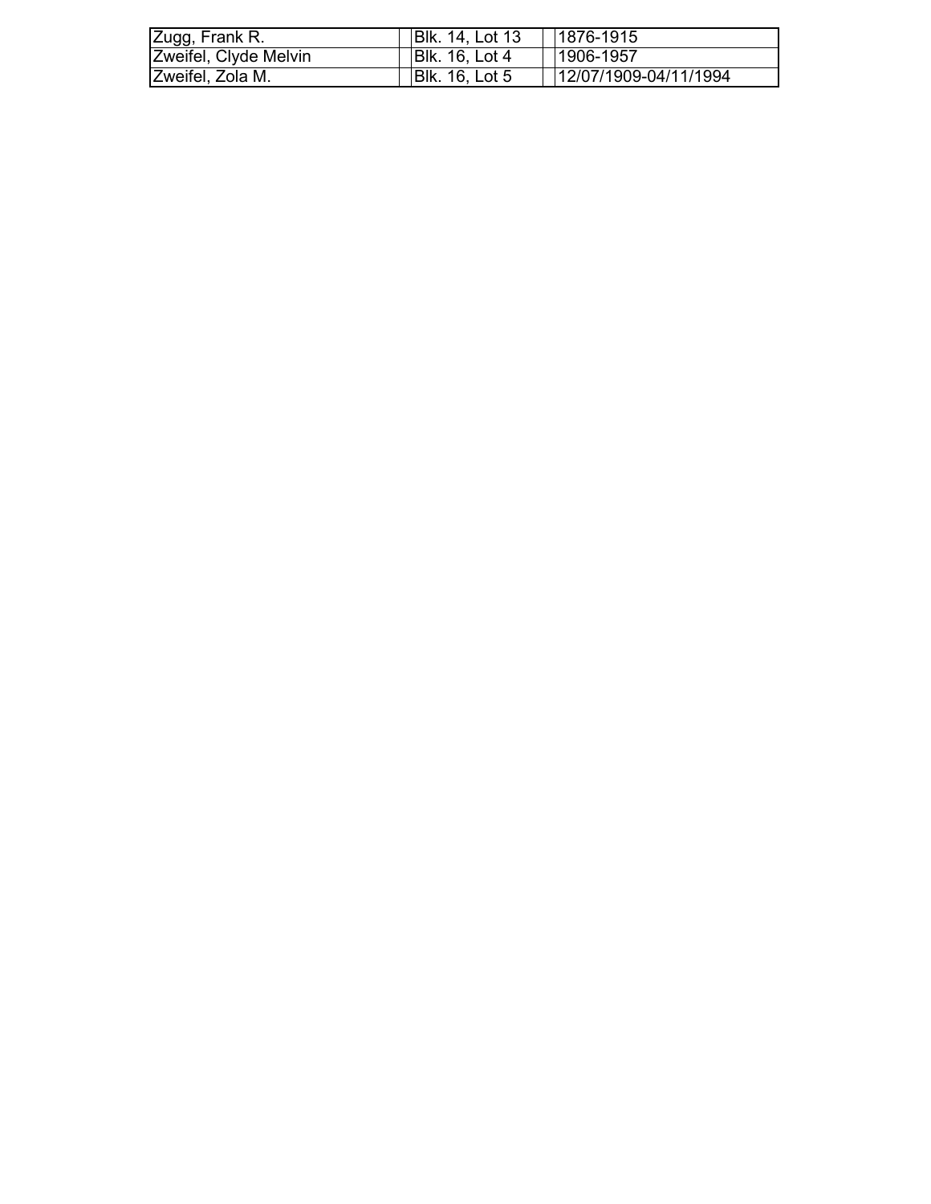| | | | | |
|---|---|---|---|---|
| Zugg, Frank R. | | Blk. 14, Lot 13 | | 1876-1915 |
| Zweifel, Clyde Melvin | | Blk. 16, Lot 4 | | 1906-1957 |
| Zweifel, Zola M. | | Blk. 16, Lot 5 | | 12/07/1909-04/11/1994 |